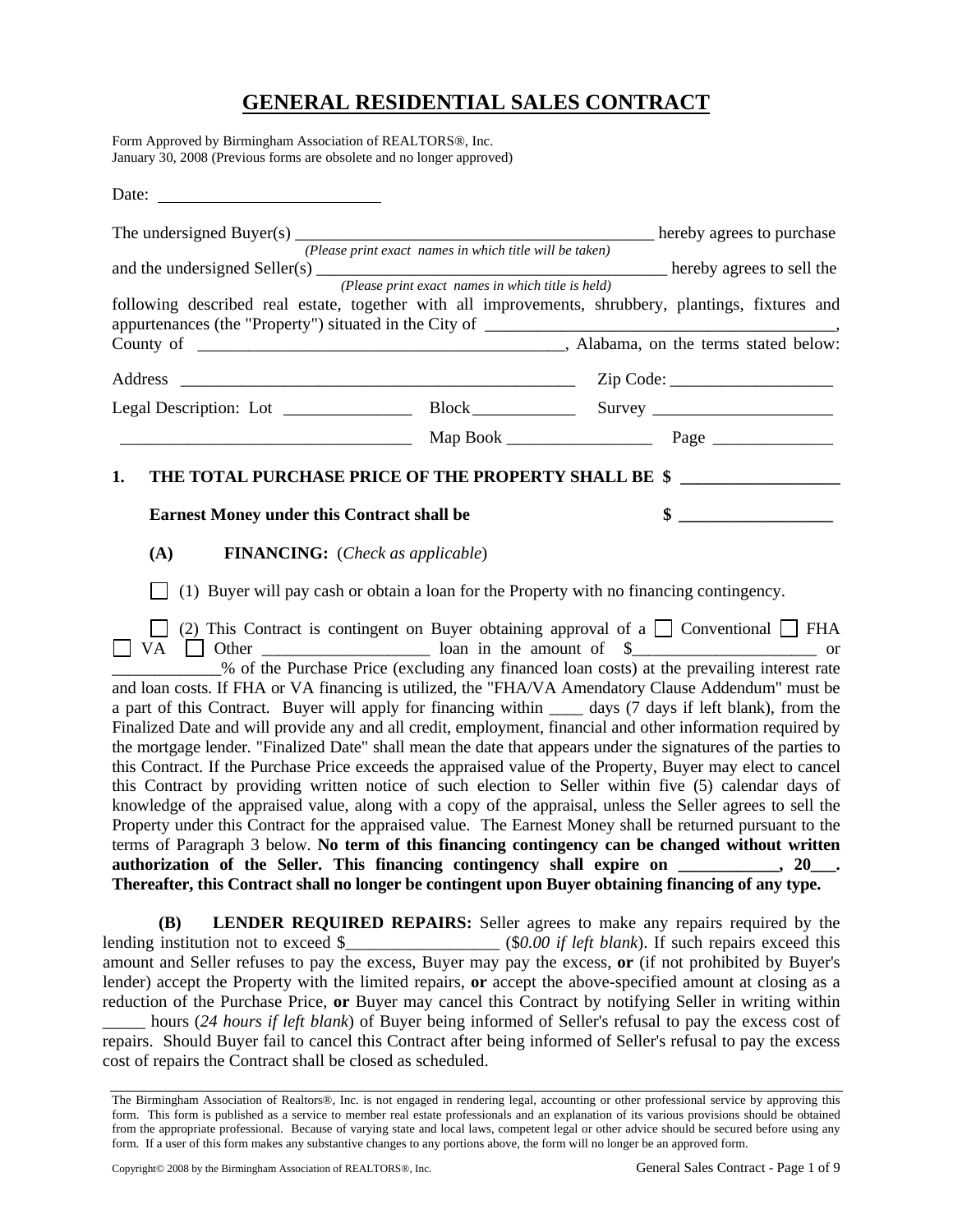# GENERAL RESIDENTIAL SALES CONTRACT

Form Approved by Birmingham Association of REALTORS®, Inc.
January 30, 2008 (Previous forms are obsolete and no longer approved)

Date: ___________________________

The undersigned Buyer(s) ___________________________________________ hereby agrees to purchase
*(Please print exact names in which title will be taken)*
and the undersigned Seller(s) ___________________________________________ hereby agrees to sell the
*(Please print exact names in which title is held)*
following described real estate, together with all improvements, shrubbery, plantings, fixtures and appurtenances (the "Property") situated in the City of ___________________________________________, County of ___________________________________________, Alabama, on the terms stated below:

Address ________________________________________________ Zip Code: ___________________

Legal Description: Lot _______________ Block____________ Survey _____________________

__________________________________ Map Book _________________ Page ______________

**1. THE TOTAL PURCHASE PRICE OF THE PROPERTY SHALL BE $ __________________**

**Earnest Money under this Contract shall be $ __________________**

**(A) FINANCING:** (*Check as applicable*)

☐ (1) Buyer will pay cash or obtain a loan for the Property with no financing contingency.

☐ (2) This Contract is contingent on Buyer obtaining approval of a ☐ Conventional ☐ FHA ☐ VA ☐ Other ___________________ loan in the amount of $_____________________ or _____________% of the Purchase Price (excluding any financed loan costs) at the prevailing interest rate and loan costs. If FHA or VA financing is utilized, the "FHA/VA Amendatory Clause Addendum" must be a part of this Contract. Buyer will apply for financing within ____ days (7 days if left blank), from the Finalized Date and will provide any and all credit, employment, financial and other information required by the mortgage lender. "Finalized Date" shall mean the date that appears under the signatures of the parties to this Contract. If the Purchase Price exceeds the appraised value of the Property, Buyer may elect to cancel this Contract by providing written notice of such election to Seller within five (5) calendar days of knowledge of the appraised value, along with a copy of the appraisal, unless the Seller agrees to sell the Property under this Contract for the appraised value. The Earnest Money shall be returned pursuant to the terms of Paragraph 3 below. **No term of this financing contingency can be changed without written authorization of the Seller. This financing contingency shall expire on ____________, 20___. Thereafter, this Contract shall no longer be contingent upon Buyer obtaining financing of any type.**

**(B) LENDER REQUIRED REPAIRS:** Seller agrees to make any repairs required by the lending institution not to exceed $_________________ (*$0.00 if left blank*). If such repairs exceed this amount and Seller refuses to pay the excess, Buyer may pay the excess, **or** (if not prohibited by Buyer's lender) accept the Property with the limited repairs, **or** accept the above-specified amount at closing as a reduction of the Purchase Price, **or** Buyer may cancel this Contract by notifying Seller in writing within _____ hours (*24 hours if left blank*) of Buyer being informed of Seller's refusal to pay the excess cost of repairs. Should Buyer fail to cancel this Contract after being informed of Seller's refusal to pay the excess cost of repairs the Contract shall be closed as scheduled.

The Birmingham Association of Realtors®, Inc. is not engaged in rendering legal, accounting or other professional service by approving this form. This form is published as a service to member real estate professionals and an explanation of its various provisions should be obtained from the appropriate professional. Because of varying state and local laws, competent legal or other advice should be secured before using any form. If a user of this form makes any substantive changes to any portions above, the form will no longer be an approved form.

Copyright© 2008 by the Birmingham Association of REALTORS®, Inc.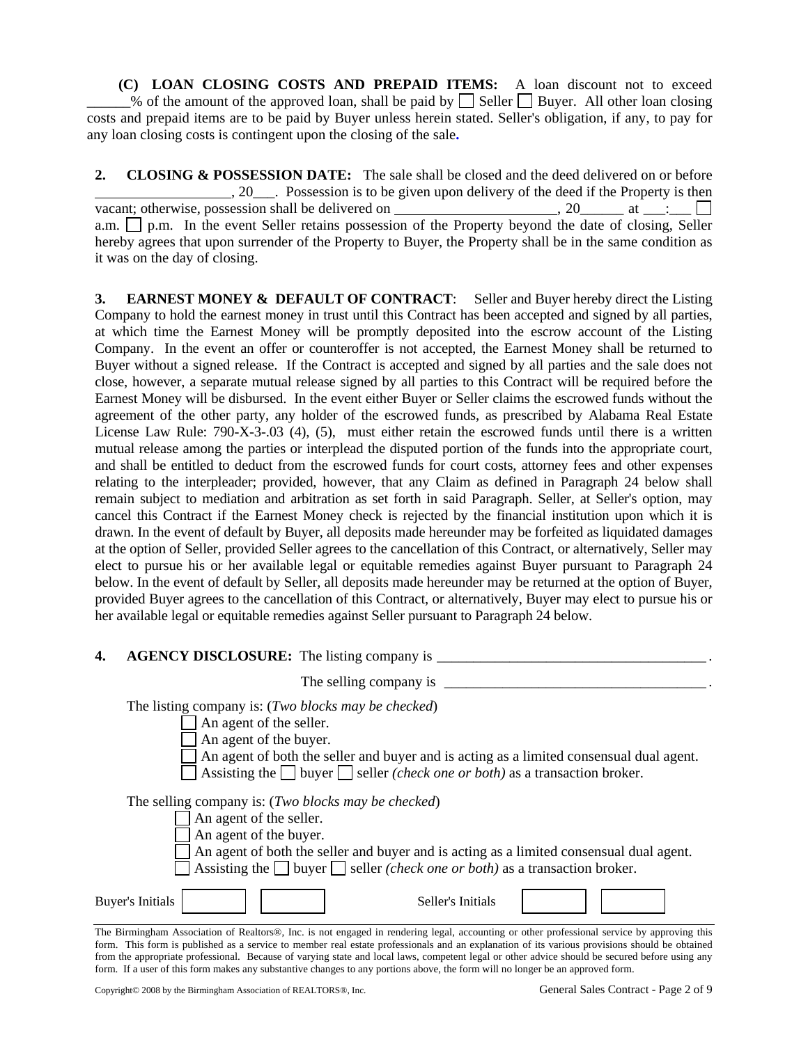**(C) LOAN CLOSING COSTS AND PREPAID ITEMS:** A loan discount not to exceed ______% of the amount of the approved loan, shall be paid by ☐ Seller ☐ Buyer. All other loan closing costs and prepaid items are to be paid by Buyer unless herein stated. Seller's obligation, if any, to pay for any loan closing costs is contingent upon the closing of the sale.

**2. CLOSING & POSSESSION DATE:** The sale shall be closed and the deed delivered on or before ___________________, 20___. Possession is to be given upon delivery of the deed if the Property is then vacant; otherwise, possession shall be delivered on ______________________, 20______ at ___:___ ☐ a.m. ☐ p.m. In the event Seller retains possession of the Property beyond the date of closing, Seller hereby agrees that upon surrender of the Property to Buyer, the Property shall be in the same condition as it was on the day of closing.

**3. EARNEST MONEY & DEFAULT OF CONTRACT**: Seller and Buyer hereby direct the Listing Company to hold the earnest money in trust until this Contract has been accepted and signed by all parties, at which time the Earnest Money will be promptly deposited into the escrow account of the Listing Company. In the event an offer or counteroffer is not accepted, the Earnest Money shall be returned to Buyer without a signed release. If the Contract is accepted and signed by all parties and the sale does not close, however, a separate mutual release signed by all parties to this Contract will be required before the Earnest Money will be disbursed. In the event either Buyer or Seller claims the escrowed funds without the agreement of the other party, any holder of the escrowed funds, as prescribed by Alabama Real Estate License Law Rule: 790-X-3-.03 (4), (5), must either retain the escrowed funds until there is a written mutual release among the parties or interplead the disputed portion of the funds into the appropriate court, and shall be entitled to deduct from the escrowed funds for court costs, attorney fees and other expenses relating to the interpleader; provided, however, that any Claim as defined in Paragraph 24 below shall remain subject to mediation and arbitration as set forth in said Paragraph. Seller, at Seller's option, may cancel this Contract if the Earnest Money check is rejected by the financial institution upon which it is drawn. In the event of default by Buyer, all deposits made hereunder may be forfeited as liquidated damages at the option of Seller, provided Seller agrees to the cancellation of this Contract, or alternatively, Seller may elect to pursue his or her available legal or equitable remedies against Buyer pursuant to Paragraph 24 below. In the event of default by Seller, all deposits made hereunder may be returned at the option of Buyer, provided Buyer agrees to the cancellation of this Contract, or alternatively, Buyer may elect to pursue his or her available legal or equitable remedies against Seller pursuant to Paragraph 24 below.

**4. AGENCY DISCLOSURE:** The listing company is ______________________________________.

The selling company is ____________________________________.

The listing company is: (*Two blocks may be checked*)

☐ An agent of the seller.
☐ An agent of the buyer.
☐ An agent of both the seller and buyer and is acting as a limited consensual dual agent.
☐ Assisting the ☐ buyer ☐ seller *(check one or both)* as a transaction broker.

The selling company is: (*Two blocks may be checked*)

☐ An agent of the seller.
☐ An agent of the buyer.
☐ An agent of both the seller and buyer and is acting as a limited consensual dual agent.
☐ Assisting the ☐ buyer ☐ seller *(check one or both)* as a transaction broker.

Buyer's Initials ☐ ☐ Seller's Initials ☐ ☐

The Birmingham Association of Realtors®, Inc. is not engaged in rendering legal, accounting or other professional service by approving this form. This form is published as a service to member real estate professionals and an explanation of its various provisions should be obtained from the appropriate professional. Because of varying state and local laws, competent legal or other advice should be secured before using any form. If a user of this form makes any substantive changes to any portions above, the form will no longer be an approved form.

Copyright© 2008 by the Birmingham Association of REALTORS®, Inc.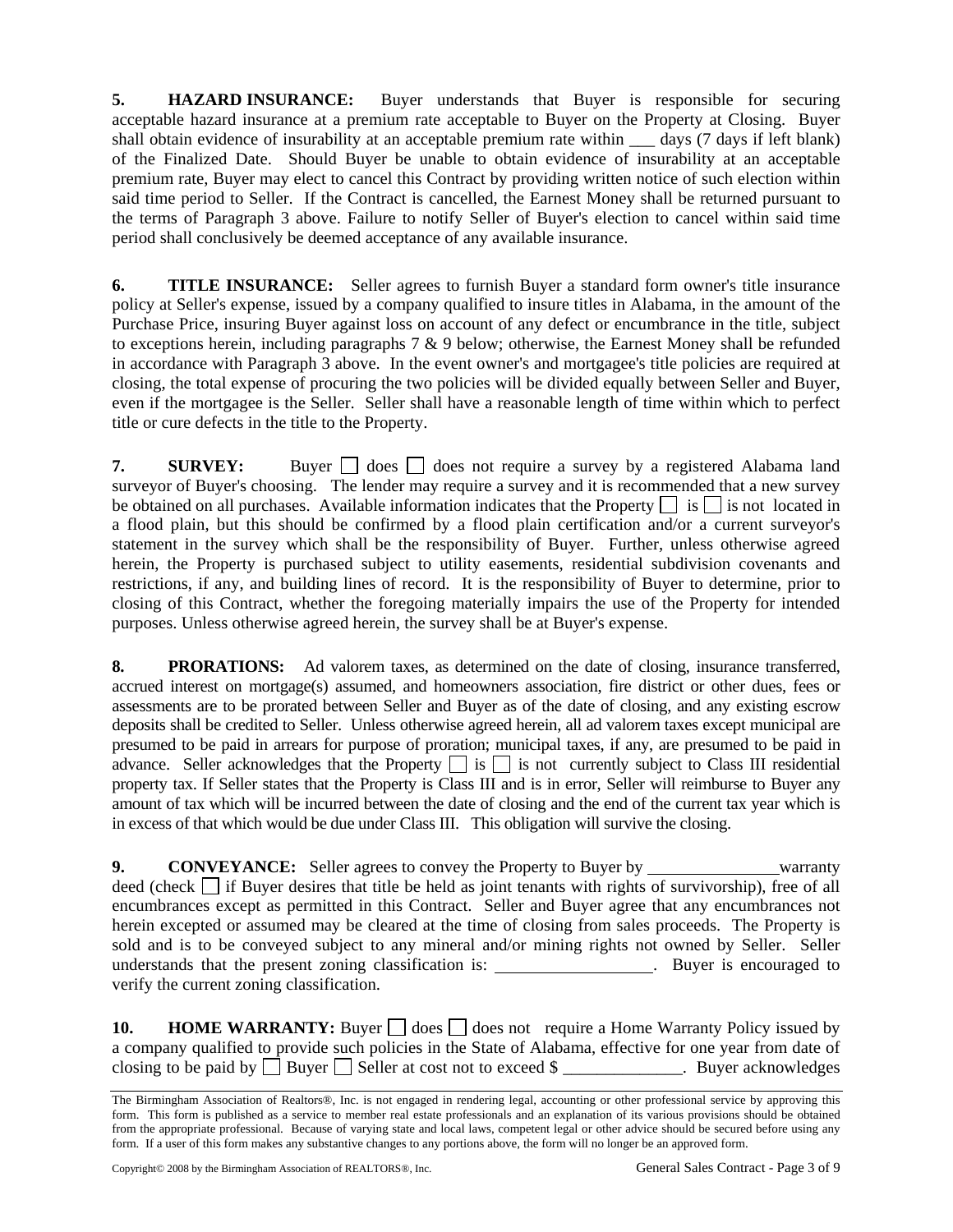**5. HAZARD INSURANCE:** Buyer understands that Buyer is responsible for securing acceptable hazard insurance at a premium rate acceptable to Buyer on the Property at Closing. Buyer shall obtain evidence of insurability at an acceptable premium rate within ___ days (7 days if left blank) of the Finalized Date. Should Buyer be unable to obtain evidence of insurability at an acceptable premium rate, Buyer may elect to cancel this Contract by providing written notice of such election within said time period to Seller. If the Contract is cancelled, the Earnest Money shall be returned pursuant to the terms of Paragraph 3 above. Failure to notify Seller of Buyer's election to cancel within said time period shall conclusively be deemed acceptance of any available insurance.

**6. TITLE INSURANCE:** Seller agrees to furnish Buyer a standard form owner's title insurance policy at Seller's expense, issued by a company qualified to insure titles in Alabama, in the amount of the Purchase Price, insuring Buyer against loss on account of any defect or encumbrance in the title, subject to exceptions herein, including paragraphs 7 & 9 below; otherwise, the Earnest Money shall be refunded in accordance with Paragraph 3 above. In the event owner's and mortgagee's title policies are required at closing, the total expense of procuring the two policies will be divided equally between Seller and Buyer, even if the mortgagee is the Seller. Seller shall have a reasonable length of time within which to perfect title or cure defects in the title to the Property.

**7. SURVEY:** Buyer ☐ does ☐ does not require a survey by a registered Alabama land surveyor of Buyer's choosing. The lender may require a survey and it is recommended that a new survey be obtained on all purchases. Available information indicates that the Property ☐ is ☐ is not located in a flood plain, but this should be confirmed by a flood plain certification and/or a current surveyor's statement in the survey which shall be the responsibility of Buyer. Further, unless otherwise agreed herein, the Property is purchased subject to utility easements, residential subdivision covenants and restrictions, if any, and building lines of record. It is the responsibility of Buyer to determine, prior to closing of this Contract, whether the foregoing materially impairs the use of the Property for intended purposes. Unless otherwise agreed herein, the survey shall be at Buyer's expense.

**8. PRORATIONS:** Ad valorem taxes, as determined on the date of closing, insurance transferred, accrued interest on mortgage(s) assumed, and homeowners association, fire district or other dues, fees or assessments are to be prorated between Seller and Buyer as of the date of closing, and any existing escrow deposits shall be credited to Seller. Unless otherwise agreed herein, all ad valorem taxes except municipal are presumed to be paid in arrears for purpose of proration; municipal taxes, if any, are presumed to be paid in advance. Seller acknowledges that the Property ☐ is ☐ is not currently subject to Class III residential property tax. If Seller states that the Property is Class III and is in error, Seller will reimburse to Buyer any amount of tax which will be incurred between the date of closing and the end of the current tax year which is in excess of that which would be due under Class III. This obligation will survive the closing.

**9. CONVEYANCE:** Seller agrees to convey the Property to Buyer by _______________ warranty deed (check ☐ if Buyer desires that title be held as joint tenants with rights of survivorship), free of all encumbrances except as permitted in this Contract. Seller and Buyer agree that any encumbrances not herein excepted or assumed may be cleared at the time of closing from sales proceeds. The Property is sold and is to be conveyed subject to any mineral and/or mining rights not owned by Seller. Seller understands that the present zoning classification is: __________________. Buyer is encouraged to verify the current zoning classification.

**10. HOME WARRANTY:** Buyer ☐ does ☐ does not require a Home Warranty Policy issued by a company qualified to provide such policies in the State of Alabama, effective for one year from date of closing to be paid by ☐ Buyer ☐ Seller at cost not to exceed $ ______________. Buyer acknowledges

The Birmingham Association of Realtors®, Inc. is not engaged in rendering legal, accounting or other professional service by approving this form. This form is published as a service to member real estate professionals and an explanation of its various provisions should be obtained from the appropriate professional. Because of varying state and local laws, competent legal or other advice should be secured before using any form. If a user of this form makes any substantive changes to any portions above, the form will no longer be an approved form.

Copyright© 2008 by the Birmingham Association of REALTORS®, Inc.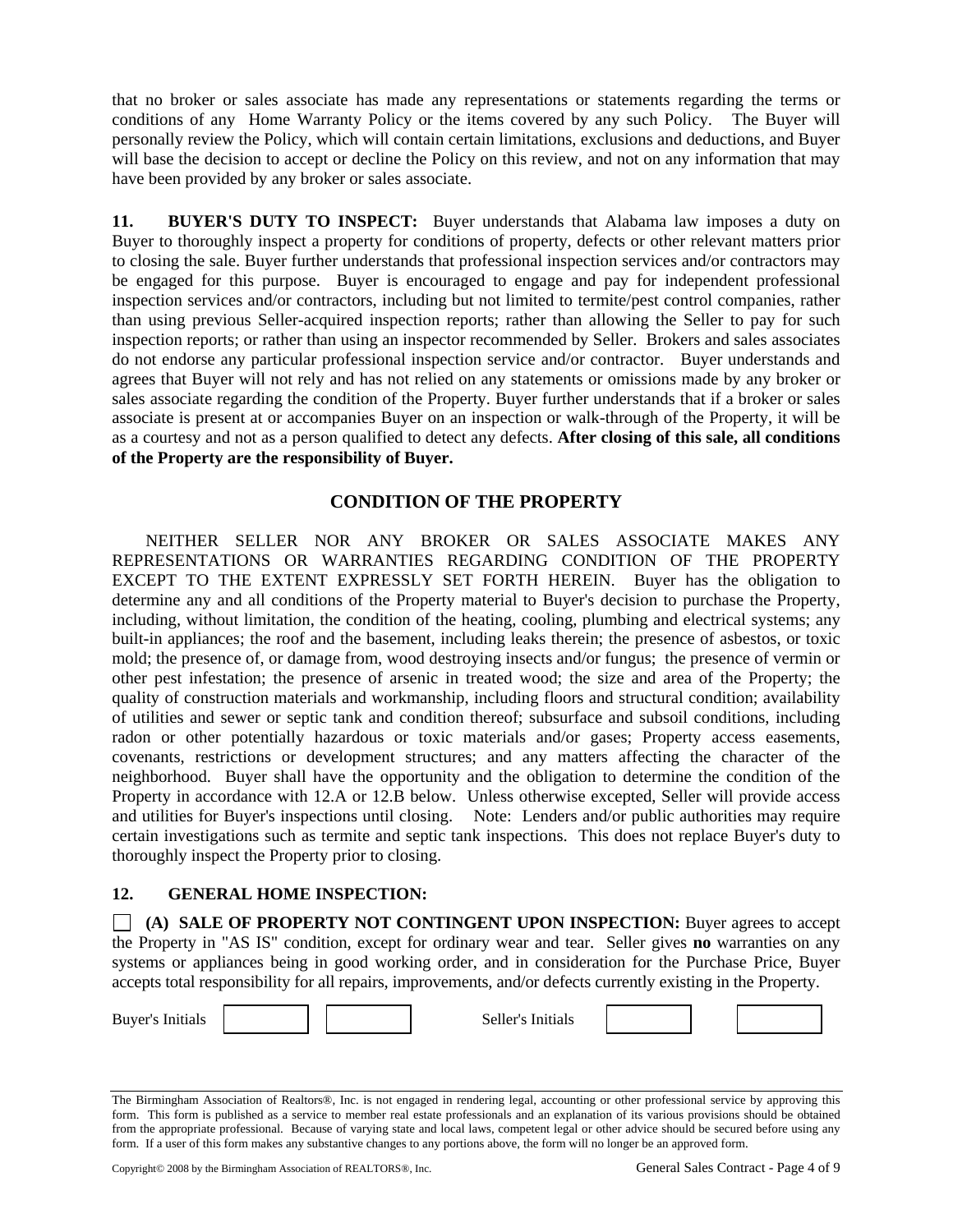that no broker or sales associate has made any representations or statements regarding the terms or conditions of any Home Warranty Policy or the items covered by any such Policy. The Buyer will personally review the Policy, which will contain certain limitations, exclusions and deductions, and Buyer will base the decision to accept or decline the Policy on this review, and not on any information that may have been provided by any broker or sales associate.

**11. BUYER'S DUTY TO INSPECT:** Buyer understands that Alabama law imposes a duty on Buyer to thoroughly inspect a property for conditions of property, defects or other relevant matters prior to closing the sale. Buyer further understands that professional inspection services and/or contractors may be engaged for this purpose. Buyer is encouraged to engage and pay for independent professional inspection services and/or contractors, including but not limited to termite/pest control companies, rather than using previous Seller-acquired inspection reports; rather than allowing the Seller to pay for such inspection reports; or rather than using an inspector recommended by Seller. Brokers and sales associates do not endorse any particular professional inspection service and/or contractor. Buyer understands and agrees that Buyer will not rely and has not relied on any statements or omissions made by any broker or sales associate regarding the condition of the Property. Buyer further understands that if a broker or sales associate is present at or accompanies Buyer on an inspection or walk-through of the Property, it will be as a courtesy and not as a person qualified to detect any defects. **After closing of this sale, all conditions of the Property are the responsibility of Buyer.**

## CONDITION OF THE PROPERTY

NEITHER SELLER NOR ANY BROKER OR SALES ASSOCIATE MAKES ANY REPRESENTATIONS OR WARRANTIES REGARDING CONDITION OF THE PROPERTY EXCEPT TO THE EXTENT EXPRESSLY SET FORTH HEREIN. Buyer has the obligation to determine any and all conditions of the Property material to Buyer's decision to purchase the Property, including, without limitation, the condition of the heating, cooling, plumbing and electrical systems; any built-in appliances; the roof and the basement, including leaks therein; the presence of asbestos, or toxic mold; the presence of, or damage from, wood destroying insects and/or fungus; the presence of vermin or other pest infestation; the presence of arsenic in treated wood; the size and area of the Property; the quality of construction materials and workmanship, including floors and structural condition; availability of utilities and sewer or septic tank and condition thereof; subsurface and subsoil conditions, including radon or other potentially hazardous or toxic materials and/or gases; Property access easements, covenants, restrictions or development structures; and any matters affecting the character of the neighborhood. Buyer shall have the opportunity and the obligation to determine the condition of the Property in accordance with 12.A or 12.B below. Unless otherwise excepted, Seller will provide access and utilities for Buyer's inspections until closing. Note: Lenders and/or public authorities may require certain investigations such as termite and septic tank inspections. This does not replace Buyer's duty to thoroughly inspect the Property prior to closing.

**12. GENERAL HOME INSPECTION:**

☐ **(A) SALE OF PROPERTY NOT CONTINGENT UPON INSPECTION:** Buyer agrees to accept the Property in "AS IS" condition, except for ordinary wear and tear. Seller gives **no** warranties on any systems or appliances being in good working order, and in consideration for the Purchase Price, Buyer accepts total responsibility for all repairs, improvements, and/or defects currently existing in the Property.

Buyer's Initials ________ ________ Seller's Initials ________ ________

The Birmingham Association of Realtors®, Inc. is not engaged in rendering legal, accounting or other professional service by approving this form. This form is published as a service to member real estate professionals and an explanation of its various provisions should be obtained from the appropriate professional. Because of varying state and local laws, competent legal or other advice should be secured before using any form. If a user of this form makes any substantive changes to any portions above, the form will no longer be an approved form.

Copyright© 2008 by the Birmingham Association of REALTORS®, Inc.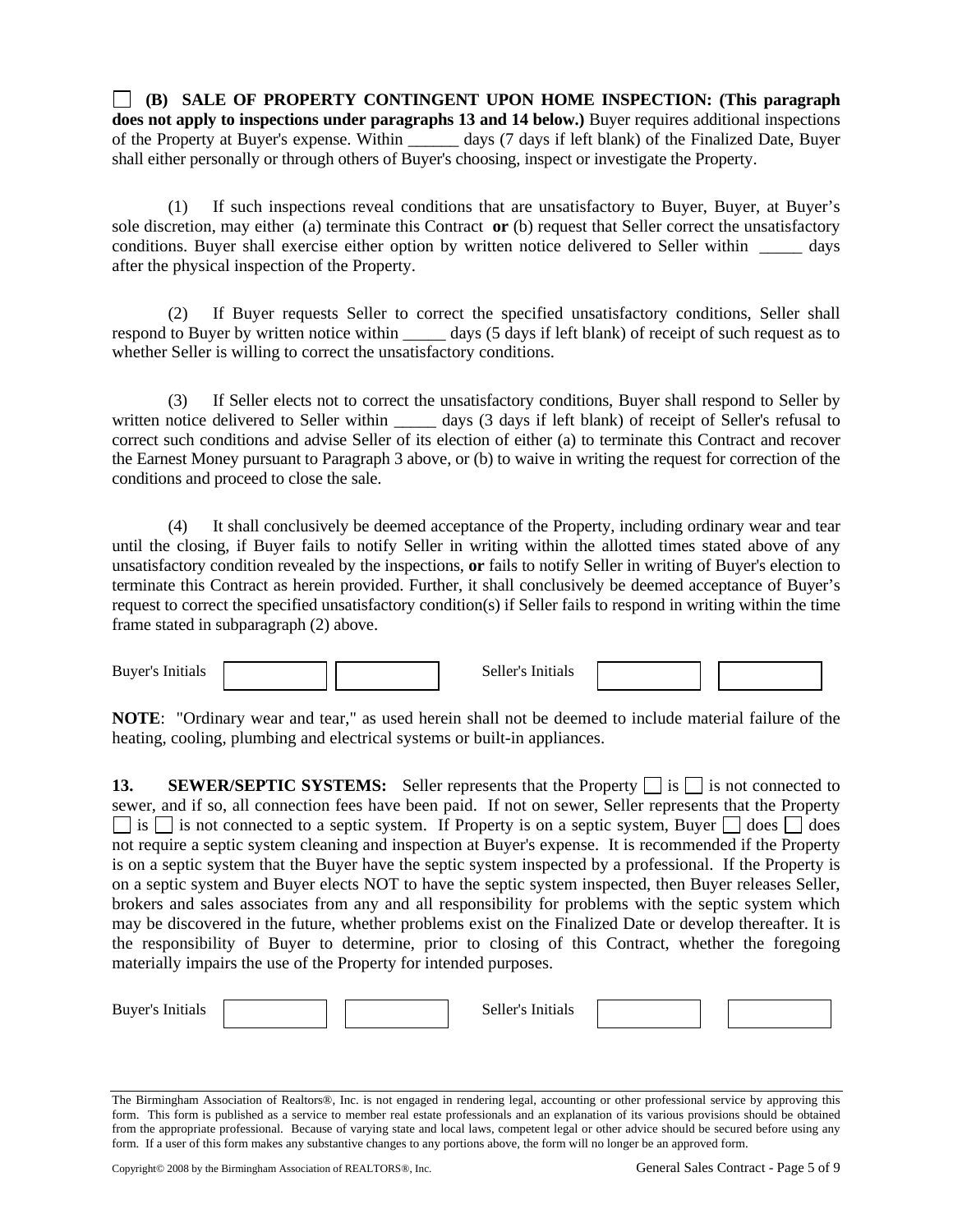☐ **(B) SALE OF PROPERTY CONTINGENT UPON HOME INSPECTION: (This paragraph does not apply to inspections under paragraphs 13 and 14 below.)** Buyer requires additional inspections of the Property at Buyer's expense. Within ______ days (7 days if left blank) of the Finalized Date, Buyer shall either personally or through others of Buyer's choosing, inspect or investigate the Property.

(1) If such inspections reveal conditions that are unsatisfactory to Buyer, Buyer, at Buyer's sole discretion, may either (a) terminate this Contract **or** (b) request that Seller correct the unsatisfactory conditions. Buyer shall exercise either option by written notice delivered to Seller within _____ days after the physical inspection of the Property.

(2) If Buyer requests Seller to correct the specified unsatisfactory conditions, Seller shall respond to Buyer by written notice within _____ days (5 days if left blank) of receipt of such request as to whether Seller is willing to correct the unsatisfactory conditions.

(3) If Seller elects not to correct the unsatisfactory conditions, Buyer shall respond to Seller by written notice delivered to Seller within _____ days (3 days if left blank) of receipt of Seller's refusal to correct such conditions and advise Seller of its election of either (a) to terminate this Contract and recover the Earnest Money pursuant to Paragraph 3 above, or (b) to waive in writing the request for correction of the conditions and proceed to close the sale.

(4) It shall conclusively be deemed acceptance of the Property, including ordinary wear and tear until the closing, if Buyer fails to notify Seller in writing within the allotted times stated above of any unsatisfactory condition revealed by the inspections, **or** fails to notify Seller in writing of Buyer's election to terminate this Contract as herein provided. Further, it shall conclusively be deemed acceptance of Buyer's request to correct the specified unsatisfactory condition(s) if Seller fails to respond in writing within the time frame stated in subparagraph (2) above.

Buyer's Initials ☐ ☐ Seller's Initials ☐ ☐

**NOTE**: "Ordinary wear and tear," as used herein shall not be deemed to include material failure of the heating, cooling, plumbing and electrical systems or built-in appliances.

**13. SEWER/SEPTIC SYSTEMS:** Seller represents that the Property ☐ is ☐ is not connected to sewer, and if so, all connection fees have been paid. If not on sewer, Seller represents that the Property ☐ is ☐ is not connected to a septic system. If Property is on a septic system, Buyer ☐ does ☐ does not require a septic system cleaning and inspection at Buyer's expense. It is recommended if the Property is on a septic system that the Buyer have the septic system inspected by a professional. If the Property is on a septic system and Buyer elects NOT to have the septic system inspected, then Buyer releases Seller, brokers and sales associates from any and all responsibility for problems with the septic system which may be discovered in the future, whether problems exist on the Finalized Date or develop thereafter. It is the responsibility of Buyer to determine, prior to closing of this Contract, whether the foregoing materially impairs the use of the Property for intended purposes.

Buyer's Initials ☐ ☐ Seller's Initials ☐ ☐

The Birmingham Association of Realtors®, Inc. is not engaged in rendering legal, accounting or other professional service by approving this form. This form is published as a service to member real estate professionals and an explanation of its various provisions should be obtained from the appropriate professional. Because of varying state and local laws, competent legal or other advice should be secured before using any form. If a user of this form makes any substantive changes to any portions above, the form will no longer be an approved form.

Copyright© 2008 by the Birmingham Association of REALTORS®, Inc.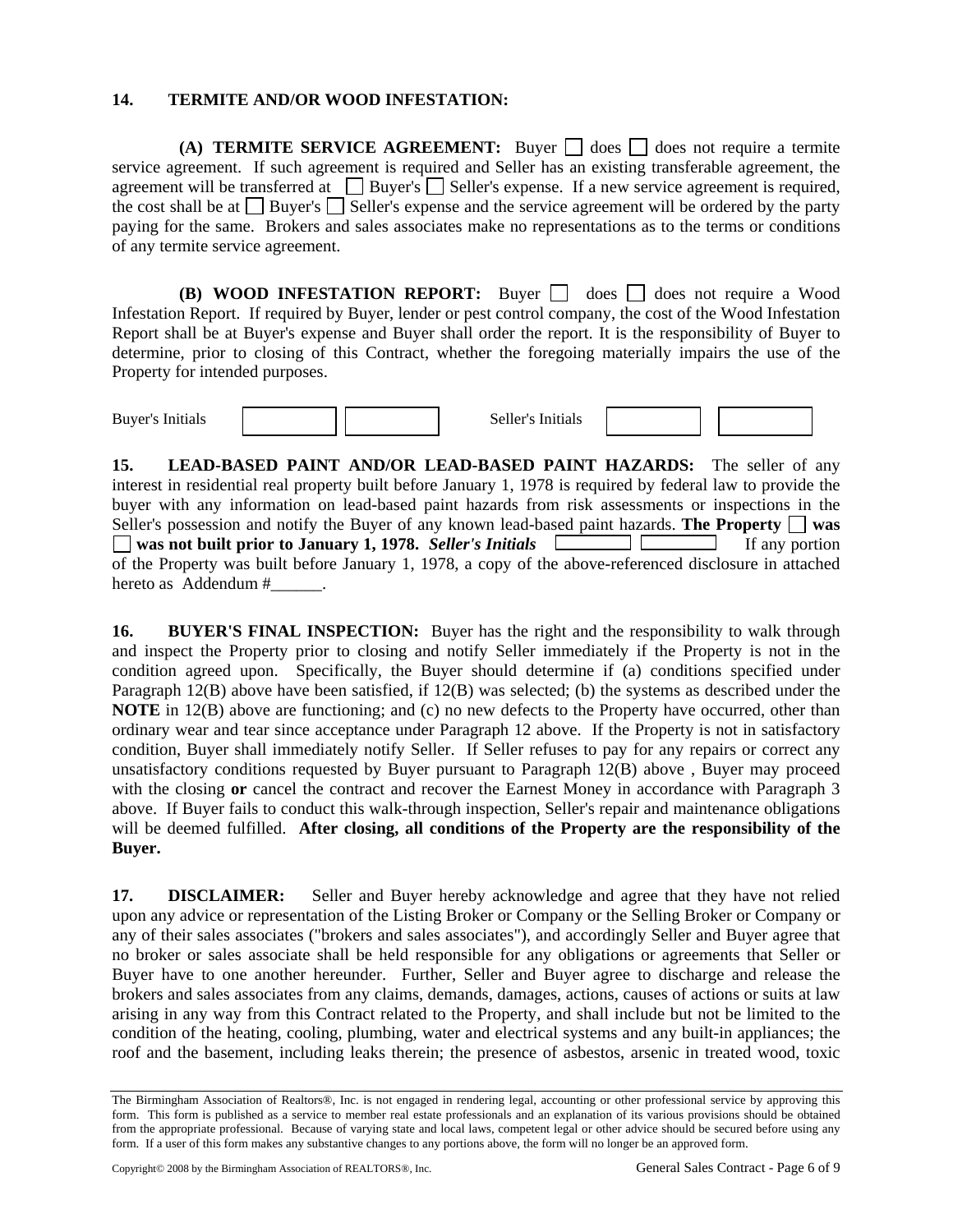**14. TERMITE AND/OR WOOD INFESTATION:**

**(A) TERMITE SERVICE AGREEMENT:** Buyer ☐ does ☐ does not require a termite service agreement. If such agreement is required and Seller has an existing transferable agreement, the agreement will be transferred at ☐ Buyer's ☐ Seller's expense. If a new service agreement is required, the cost shall be at ☐ Buyer's ☐ Seller's expense and the service agreement will be ordered by the party paying for the same. Brokers and sales associates make no representations as to the terms or conditions of any termite service agreement.

**(B) WOOD INFESTATION REPORT:** Buyer ☐ does ☐ does not require a Wood Infestation Report. If required by Buyer, lender or pest control company, the cost of the Wood Infestation Report shall be at Buyer's expense and Buyer shall order the report. It is the responsibility of Buyer to determine, prior to closing of this Contract, whether the foregoing materially impairs the use of the Property for intended purposes.

Buyer's Initials ☐ ☐ Seller's Initials ☐ ☐

**15. LEAD-BASED PAINT AND/OR LEAD-BASED PAINT HAZARDS:** The seller of any interest in residential real property built before January 1, 1978 is required by federal law to provide the buyer with any information on lead-based paint hazards from risk assessments or inspections in the Seller's possession and notify the Buyer of any known lead-based paint hazards. **The Property ☐ was ☐ was not built prior to January 1, 1978.** ***Seller's Initials*** ☐ ☐ If any portion of the Property was built before January 1, 1978, a copy of the above-referenced disclosure in attached hereto as Addendum #______.

**16. BUYER'S FINAL INSPECTION:** Buyer has the right and the responsibility to walk through and inspect the Property prior to closing and notify Seller immediately if the Property is not in the condition agreed upon. Specifically, the Buyer should determine if (a) conditions specified under Paragraph 12(B) above have been satisfied, if 12(B) was selected; (b) the systems as described under the **NOTE** in 12(B) above are functioning; and (c) no new defects to the Property have occurred, other than ordinary wear and tear since acceptance under Paragraph 12 above. If the Property is not in satisfactory condition, Buyer shall immediately notify Seller. If Seller refuses to pay for any repairs or correct any unsatisfactory conditions requested by Buyer pursuant to Paragraph 12(B) above , Buyer may proceed with the closing **or** cancel the contract and recover the Earnest Money in accordance with Paragraph 3 above. If Buyer fails to conduct this walk-through inspection, Seller's repair and maintenance obligations will be deemed fulfilled. **After closing, all conditions of the Property are the responsibility of the Buyer.**

**17. DISCLAIMER:** Seller and Buyer hereby acknowledge and agree that they have not relied upon any advice or representation of the Listing Broker or Company or the Selling Broker or Company or any of their sales associates ("brokers and sales associates"), and accordingly Seller and Buyer agree that no broker or sales associate shall be held responsible for any obligations or agreements that Seller or Buyer have to one another hereunder. Further, Seller and Buyer agree to discharge and release the brokers and sales associates from any claims, demands, damages, actions, causes of actions or suits at law arising in any way from this Contract related to the Property, and shall include but not be limited to the condition of the heating, cooling, plumbing, water and electrical systems and any built-in appliances; the roof and the basement, including leaks therein; the presence of asbestos, arsenic in treated wood, toxic

The Birmingham Association of Realtors®, Inc. is not engaged in rendering legal, accounting or other professional service by approving this form. This form is published as a service to member real estate professionals and an explanation of its various provisions should be obtained from the appropriate professional. Because of varying state and local laws, competent legal or other advice should be secured before using any form. If a user of this form makes any substantive changes to any portions above, the form will no longer be an approved form.

Copyright© 2008 by the Birmingham Association of REALTORS®, Inc.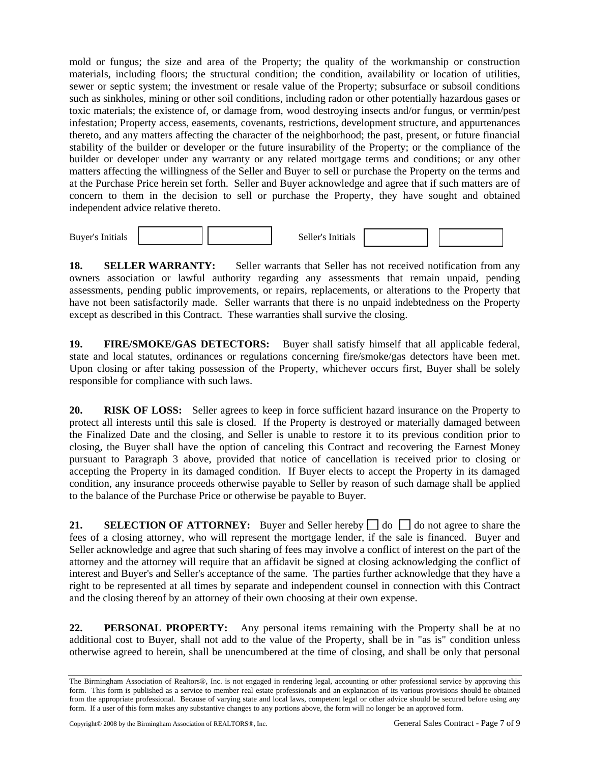mold or fungus; the size and area of the Property; the quality of the workmanship or construction materials, including floors; the structural condition; the condition, availability or location of utilities, sewer or septic system; the investment or resale value of the Property; subsurface or subsoil conditions such as sinkholes, mining or other soil conditions, including radon or other potentially hazardous gases or toxic materials; the existence of, or damage from, wood destroying insects and/or fungus, or vermin/pest infestation; Property access, easements, covenants, restrictions, development structure, and appurtenances thereto, and any matters affecting the character of the neighborhood; the past, present, or future financial stability of the builder or developer or the future insurability of the Property; or the compliance of the builder or developer under any warranty or any related mortgage terms and conditions; or any other matters affecting the willingness of the Seller and Buyer to sell or purchase the Property on the terms and at the Purchase Price herein set forth. Seller and Buyer acknowledge and agree that if such matters are of concern to them in the decision to sell or purchase the Property, they have sought and obtained independent advice relative thereto.

Buyer's Initials [ ] [ ]    Seller's Initials [ ] [ ]

**18. SELLER WARRANTY:** Seller warrants that Seller has not received notification from any owners association or lawful authority regarding any assessments that remain unpaid, pending assessments, pending public improvements, or repairs, replacements, or alterations to the Property that have not been satisfactorily made. Seller warrants that there is no unpaid indebtedness on the Property except as described in this Contract. These warranties shall survive the closing.

**19. FIRE/SMOKE/GAS DETECTORS:** Buyer shall satisfy himself that all applicable federal, state and local statutes, ordinances or regulations concerning fire/smoke/gas detectors have been met. Upon closing or after taking possession of the Property, whichever occurs first, Buyer shall be solely responsible for compliance with such laws.

**20. RISK OF LOSS:** Seller agrees to keep in force sufficient hazard insurance on the Property to protect all interests until this sale is closed. If the Property is destroyed or materially damaged between the Finalized Date and the closing, and Seller is unable to restore it to its previous condition prior to closing, the Buyer shall have the option of canceling this Contract and recovering the Earnest Money pursuant to Paragraph 3 above, provided that notice of cancellation is received prior to closing or accepting the Property in its damaged condition. If Buyer elects to accept the Property in its damaged condition, any insurance proceeds otherwise payable to Seller by reason of such damage shall be applied to the balance of the Purchase Price or otherwise be payable to Buyer.

**21. SELECTION OF ATTORNEY:** Buyer and Seller hereby ☐ do ☐ do not agree to share the fees of a closing attorney, who will represent the mortgage lender, if the sale is financed. Buyer and Seller acknowledge and agree that such sharing of fees may involve a conflict of interest on the part of the attorney and the attorney will require that an affidavit be signed at closing acknowledging the conflict of interest and Buyer's and Seller's acceptance of the same. The parties further acknowledge that they have a right to be represented at all times by separate and independent counsel in connection with this Contract and the closing thereof by an attorney of their own choosing at their own expense.

**22. PERSONAL PROPERTY:** Any personal items remaining with the Property shall be at no additional cost to Buyer, shall not add to the value of the Property, shall be in "as is" condition unless otherwise agreed to herein, shall be unencumbered at the time of closing, and shall be only that personal

The Birmingham Association of Realtors®, Inc. is not engaged in rendering legal, accounting or other professional service by approving this form. This form is published as a service to member real estate professionals and an explanation of its various provisions should be obtained from the appropriate professional. Because of varying state and local laws, competent legal or other advice should be secured before using any form. If a user of this form makes any substantive changes to any portions above, the form will no longer be an approved form.

Copyright© 2008 by the Birmingham Association of REALTORS®, Inc.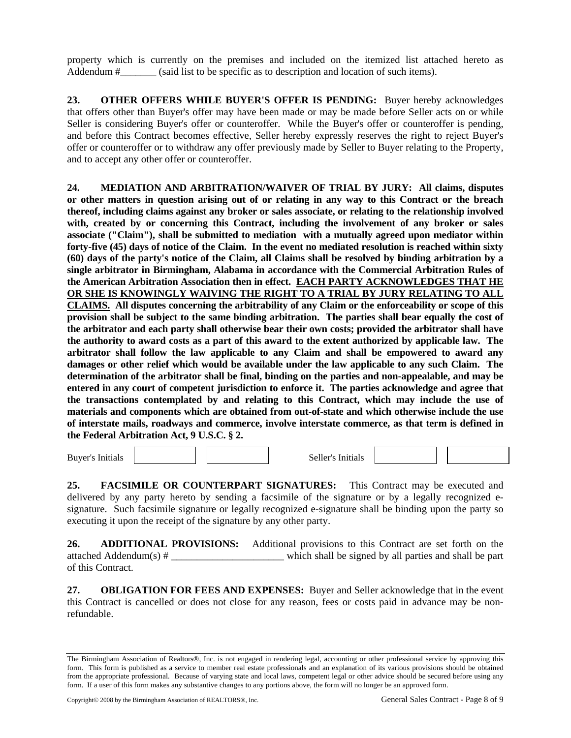property which is currently on the premises and included on the itemized list attached hereto as Addendum #_______ (said list to be specific as to description and location of such items).

**23. OTHER OFFERS WHILE BUYER'S OFFER IS PENDING:** Buyer hereby acknowledges that offers other than Buyer's offer may have been made or may be made before Seller acts on or while Seller is considering Buyer's offer or counteroffer. While the Buyer's offer or counteroffer is pending, and before this Contract becomes effective, Seller hereby expressly reserves the right to reject Buyer's offer or counteroffer or to withdraw any offer previously made by Seller to Buyer relating to the Property, and to accept any other offer or counteroffer.

**24. MEDIATION AND ARBITRATION/WAIVER OF TRIAL BY JURY: All claims, disputes or other matters in question arising out of or relating in any way to this Contract or the breach thereof, including claims against any broker or sales associate, or relating to the relationship involved with, created by or concerning this Contract, including the involvement of any broker or sales associate ("Claim"), shall be submitted to mediation with a mutually agreed upon mediator within forty-five (45) days of notice of the Claim. In the event no mediated resolution is reached within sixty (60) days of the party's notice of the Claim, all Claims shall be resolved by binding arbitration by a single arbitrator in Birmingham, Alabama in accordance with the Commercial Arbitration Rules of the American Arbitration Association then in effect. <u>EACH PARTY ACKNOWLEDGES THAT HE OR SHE IS KNOWINGLY WAIVING THE RIGHT TO A TRIAL BY JURY RELATING TO ALL CLAIMS.</u> All disputes concerning the arbitrability of any Claim or the enforceability or scope of this provision shall be subject to the same binding arbitration. The parties shall bear equally the cost of the arbitrator and each party shall otherwise bear their own costs; provided the arbitrator shall have the authority to award costs as a part of this award to the extent authorized by applicable law. The arbitrator shall follow the law applicable to any Claim and shall be empowered to award any damages or other relief which would be available under the law applicable to any such Claim. The determination of the arbitrator shall be final, binding on the parties and non-appealable, and may be entered in any court of competent jurisdiction to enforce it. The parties acknowledge and agree that the transactions contemplated by and relating to this Contract, which may include the use of materials and components which are obtained from out-of-state and which otherwise include the use of interstate mails, roadways and commerce, involve interstate commerce, as that term is defined in the Federal Arbitration Act, 9 U.S.C. § 2.**

Buyer's Initials [ ] [ ] Seller's Initials [ ] [ ]

**25. FACSIMILE OR COUNTERPART SIGNATURES:** This Contract may be executed and delivered by any party hereto by sending a facsimile of the signature or by a legally recognized e-signature. Such facsimile signature or legally recognized e-signature shall be binding upon the party so executing it upon the receipt of the signature by any other party.

**26. ADDITIONAL PROVISIONS:** Additional provisions to this Contract are set forth on the attached Addendum(s) # ______________________ which shall be signed by all parties and shall be part of this Contract.

**27. OBLIGATION FOR FEES AND EXPENSES:** Buyer and Seller acknowledge that in the event this Contract is cancelled or does not close for any reason, fees or costs paid in advance may be non-refundable.

The Birmingham Association of Realtors®, Inc. is not engaged in rendering legal, accounting or other professional service by approving this form. This form is published as a service to member real estate professionals and an explanation of its various provisions should be obtained from the appropriate professional. Because of varying state and local laws, competent legal or other advice should be secured before using any form. If a user of this form makes any substantive changes to any portions above, the form will no longer be an approved form.

Copyright© 2008 by the Birmingham Association of REALTORS®, Inc.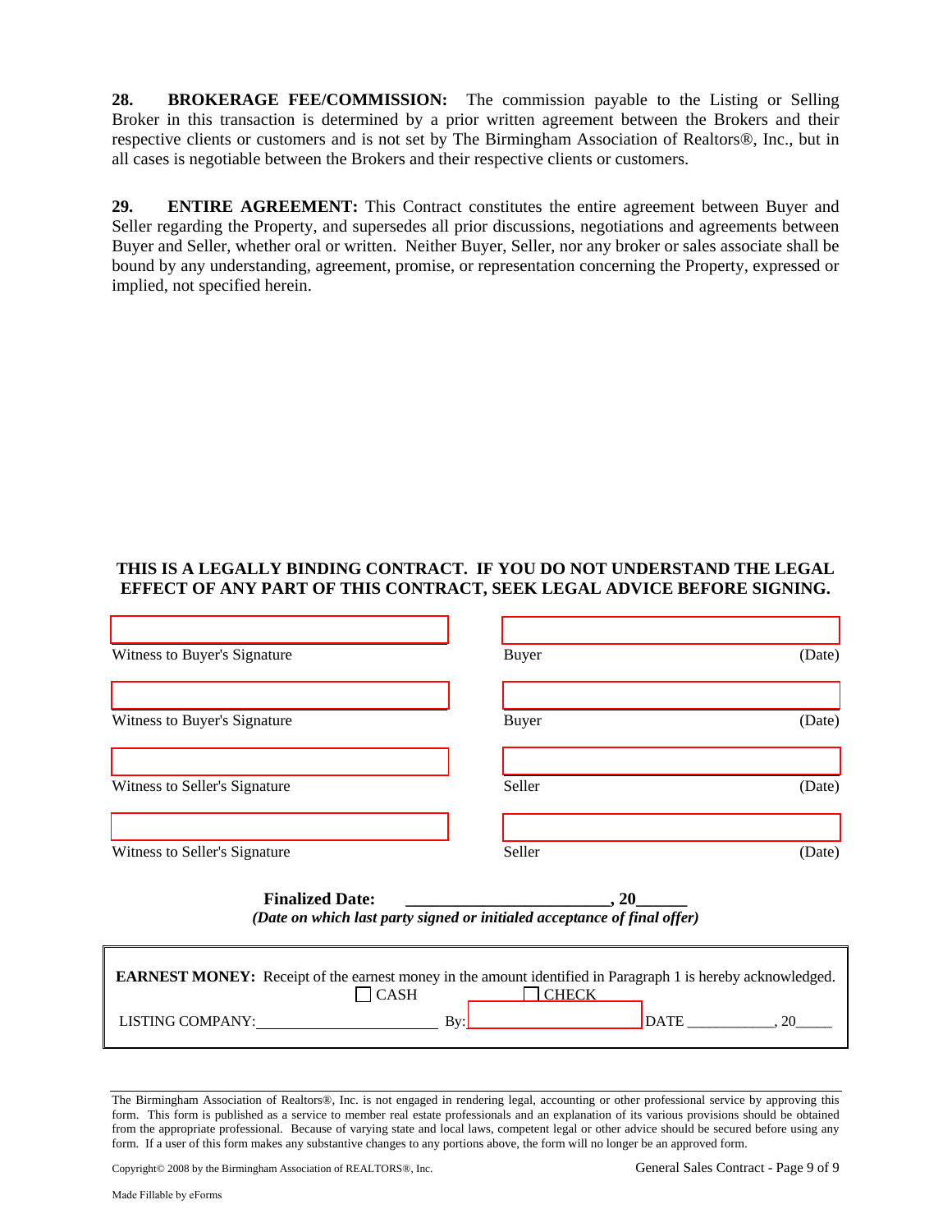**28. BROKERAGE FEE/COMMISSION:** The commission payable to the Listing or Selling Broker in this transaction is determined by a prior written agreement between the Brokers and their respective clients or customers and is not set by The Birmingham Association of Realtors®, Inc., but in all cases is negotiable between the Brokers and their respective clients or customers.

**29. ENTIRE AGREEMENT:** This Contract constitutes the entire agreement between Buyer and Seller regarding the Property, and supersedes all prior discussions, negotiations and agreements between Buyer and Seller, whether oral or written. Neither Buyer, Seller, nor any broker or sales associate shall be bound by any understanding, agreement, promise, or representation concerning the Property, expressed or implied, not specified herein.

**THIS IS A LEGALLY BINDING CONTRACT. IF YOU DO NOT UNDERSTAND THE LEGAL EFFECT OF ANY PART OF THIS CONTRACT, SEEK LEGAL ADVICE BEFORE SIGNING.**

| | |
|---|---|
| Witness to Buyer's Signature | Buyer (Date) |
| Witness to Buyer's Signature | Buyer (Date) |
| Witness to Seller's Signature | Seller (Date) |
| Witness to Seller's Signature | Seller (Date) |

**Finalized Date: ________________________, 20______**
***(Date on which last party signed or initialed acceptance of final offer)***

**EARNEST MONEY:** Receipt of the earnest money in the amount identified in Paragraph 1 is hereby acknowledged.

☐ CASH ☐ CHECK

LISTING COMPANY:______________________ By:____________________ DATE ___________, 20_____

The Birmingham Association of Realtors®, Inc. is not engaged in rendering legal, accounting or other professional service by approving this form. This form is published as a service to member real estate professionals and an explanation of its various provisions should be obtained from the appropriate professional. Because of varying state and local laws, competent legal or other advice should be secured before using any form. If a user of this form makes any substantive changes to any portions above, the form will no longer be an approved form.

Copyright© 2008 by the Birmingham Association of REALTORS®, Inc.

Made Fillable by eForms